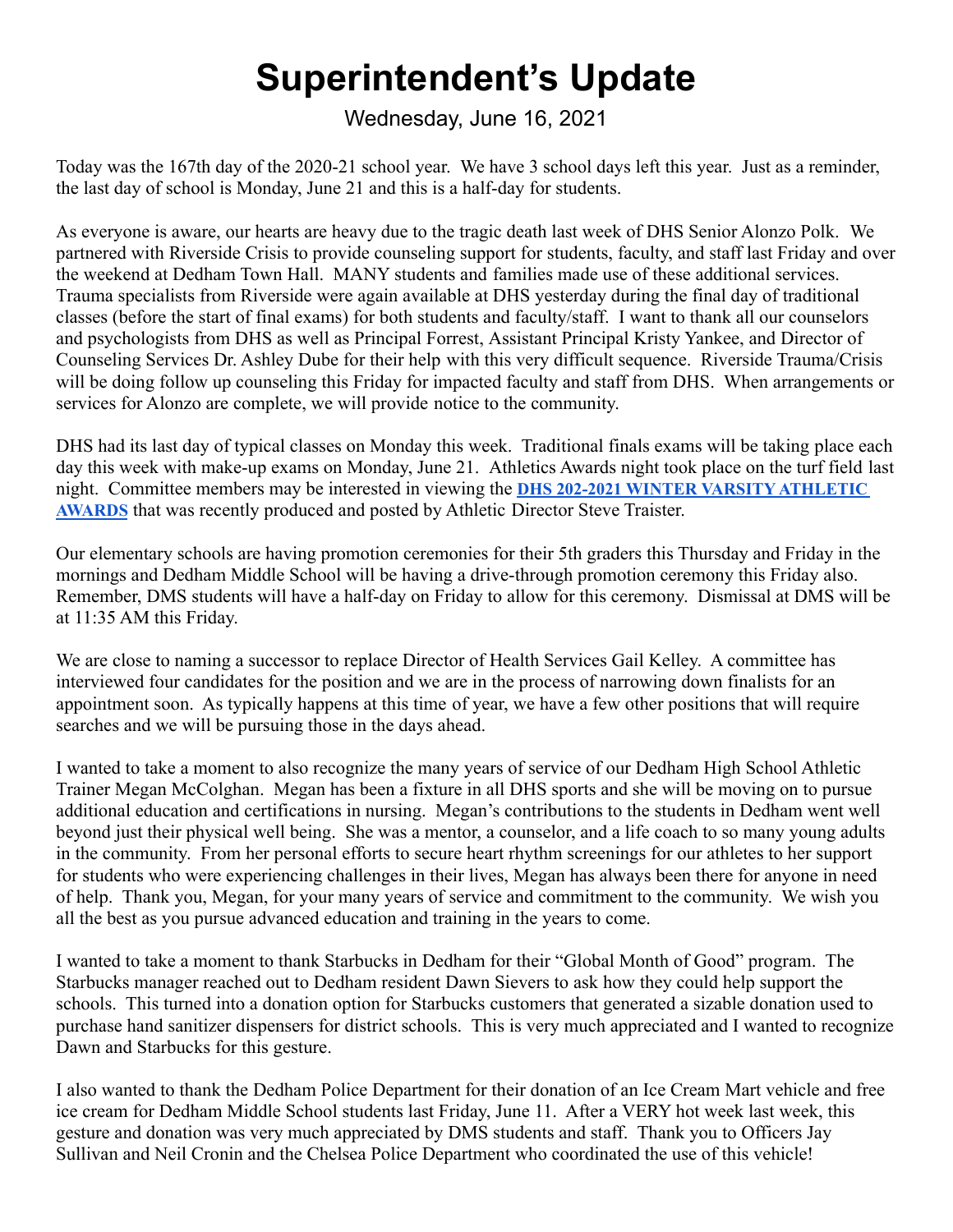# Superintendent's Update

Wednesday, June 16, 2021

Today was the 167th day of the 2020-21 school year. We have 3 school days left this year. Just as a reminder, the last day of school is Monday, June 21 and this is a half-day for students.

As everyone is aware, our hearts are heavy due to the tragic death last week of DHS Senior Alonzo Polk. We partnered with Riverside Crisis to provide counseling support for students, faculty, and staff last Friday and over the weekend at Dedham Town Hall. MANY students and families made use of these additional services. Trauma specialists from Riverside were again available at DHS yesterday during the final day of traditional classes (before the start of final exams) for both students and faculty/staff. I want to thank all our counselors and psychologists from DHS as well as Principal Forrest, Assistant Principal Kristy Yankee, and Director of Counseling Services Dr. Ashley Dube for their help with this very difficult sequence. Riverside Trauma/Crisis will be doing follow up counseling this Friday for impacted faculty and staff from DHS. When arrangements or services for Alonzo are complete, we will provide notice to the community.

DHS had its last day of typical classes on Monday this week. Traditional finals exams will be taking place each day this week with make-up exams on Monday, June 21. Athletics Awards night took place on the turf field last night. Committee members may be interested in viewing the **DHS 202-2021 WINTER VARSITY ATHLETIC AWARDS** that was recently produced and posted by Athletic Director Steve Traister.

Our elementary schools are having promotion ceremonies for their 5th graders this Thursday and Friday in the mornings and Dedham Middle School will be having a drive-through promotion ceremony this Friday also. Remember, DMS students will have a half-day on Friday to allow for this ceremony. Dismissal at DMS will be at 11:35 AM this Friday.

We are close to naming a successor to replace Director of Health Services Gail Kelley. A committee has interviewed four candidates for the position and we are in the process of narrowing down finalists for an appointment soon. As typically happens at this time of year, we have a few other positions that will require searches and we will be pursuing those in the days ahead.

I wanted to take a moment to also recognize the many years of service of our Dedham High School Athletic Trainer Megan McColghan. Megan has been a fixture in all DHS sports and she will be moving on to pursue additional education and certifications in nursing. Megan's contributions to the students in Dedham went well beyond just their physical well being. She was a mentor, a counselor, and a life coach to so many young adults in the community. From her personal efforts to secure heart rhythm screenings for our athletes to her support for students who were experiencing challenges in their lives, Megan has always been there for anyone in need of help. Thank you, Megan, for your many years of service and commitment to the community. We wish you all the best as you pursue advanced education and training in the years to come.

I wanted to take a moment to thank Starbucks in Dedham for their "Global Month of Good" program. The Starbucks manager reached out to Dedham resident Dawn Sievers to ask how they could help support the schools. This turned into a donation option for Starbucks customers that generated a sizable donation used to purchase hand sanitizer dispensers for district schools. This is very much appreciated and I wanted to recognize Dawn and Starbucks for this gesture.

I also wanted to thank the Dedham Police Department for their donation of an Ice Cream Mart vehicle and free ice cream for Dedham Middle School students last Friday, June 11. After a VERY hot week last week, this gesture and donation was very much appreciated by DMS students and staff. Thank you to Officers Jay Sullivan and Neil Cronin and the Chelsea Police Department who coordinated the use of this vehicle!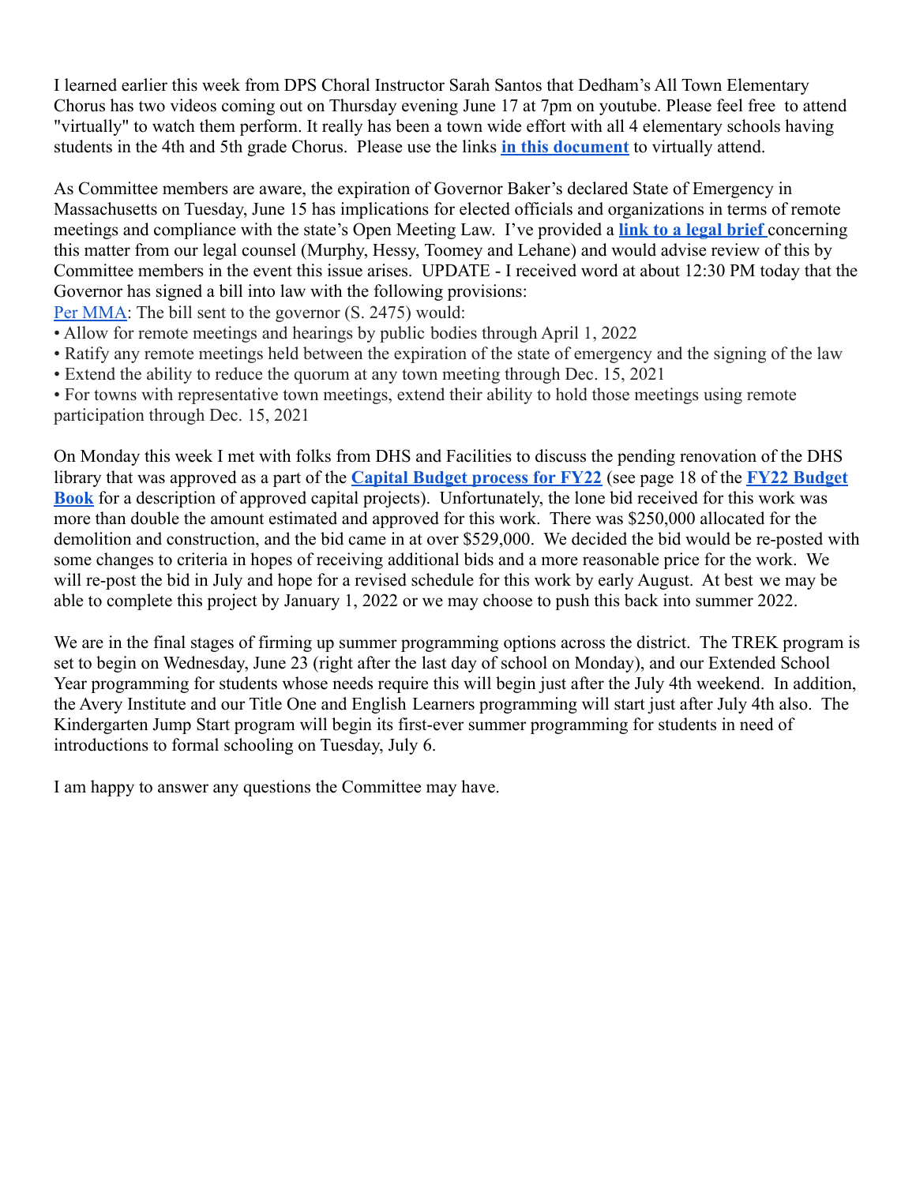I learned earlier this week from DPS Choral Instructor Sarah Santos that Dedham's All Town Elementary Chorus has two videos coming out on Thursday evening June 17 at 7pm on youtube. Please feel free to attend "virtually" to watch them perform. It really has been a town wide effort with all 4 elementary schools having students in the 4th and 5th grade Chorus. Please use the links **in this document** to virtually attend.

As Committee members are aware, the expiration of Governor Baker's declared State of Emergency in Massachusetts on Tuesday, June 15 has implications for elected officials and organizations in terms of remote meetings and compliance with the state's Open Meeting Law. I've provided a **link to a legal brief** concerning this matter from our legal counsel (Murphy, Hessy, Toomey and Lehane) and would advise review of this by Committee members in the event this issue arises. UPDATE - I received word at about 12:30 PM today that the Governor has signed a bill into law with the following provisions:
Per MMA: The bill sent to the governor (S. 2475) would:
• Allow for remote meetings and hearings by public bodies through April 1, 2022
• Ratify any remote meetings held between the expiration of the state of emergency and the signing of the law
• Extend the ability to reduce the quorum at any town meeting through Dec. 15, 2021
• For towns with representative town meetings, extend their ability to hold those meetings using remote participation through Dec. 15, 2021

On Monday this week I met with folks from DHS and Facilities to discuss the pending renovation of the DHS library that was approved as a part of the **Capital Budget process for FY22** (see page 18 of the **FY22 Budget Book** for a description of approved capital projects). Unfortunately, the lone bid received for this work was more than double the amount estimated and approved for this work. There was $250,000 allocated for the demolition and construction, and the bid came in at over $529,000. We decided the bid would be re-posted with some changes to criteria in hopes of receiving additional bids and a more reasonable price for the work. We will re-post the bid in July and hope for a revised schedule for this work by early August. At best we may be able to complete this project by January 1, 2022 or we may choose to push this back into summer 2022.

We are in the final stages of firming up summer programming options across the district. The TREK program is set to begin on Wednesday, June 23 (right after the last day of school on Monday), and our Extended School Year programming for students whose needs require this will begin just after the July 4th weekend. In addition, the Avery Institute and our Title One and English Learners programming will start just after July 4th also. The Kindergarten Jump Start program will begin its first-ever summer programming for students in need of introductions to formal schooling on Tuesday, July 6.

I am happy to answer any questions the Committee may have.